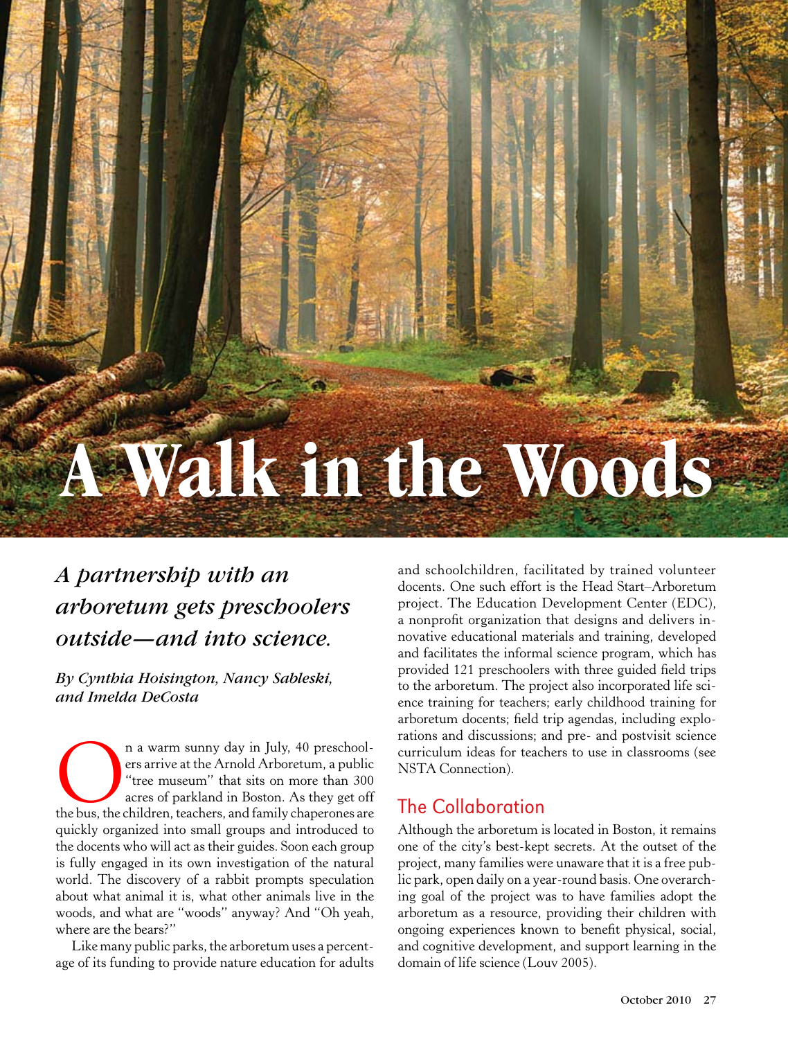# A Walk in the Woods

*A partnership with an arboretum gets preschoolers outside—and into science.*

***By Cynthia Hoisington, Nancy Sableski, and Imelda DeCosta***

On a warm sunny day in July, 40 preschoolers arrive at the Arnold Arboretum, a public "tree museum" that sits on more than 300 acres of parkland in Boston. As they get off the bus, the children, teachers, and family chaperones are quickly organized into small groups and introduced to the docents who will act as their guides. Soon each group is fully engaged in its own investigation of the natural world. The discovery of a rabbit prompts speculation about what animal it is, what other animals live in the woods, and what are "woods" anyway? And "Oh yeah, where are the bears?"

Like many public parks, the arboretum uses a percentage of its funding to provide nature education for adults and schoolchildren, facilitated by trained volunteer docents. One such effort is the Head Start–Arboretum project. The Education Development Center (EDC), a nonprofit organization that designs and delivers innovative educational materials and training, developed and facilitates the informal science program, which has provided 121 preschoolers with three guided field trips to the arboretum. The project also incorporated life science training for teachers; early childhood training for arboretum docents; field trip agendas, including explorations and discussions; and pre- and postvisit science curriculum ideas for teachers to use in classrooms (see NSTA Connection).

## The Collaboration

Although the arboretum is located in Boston, it remains one of the city's best-kept secrets. At the outset of the project, many families were unaware that it is a free public park, open daily on a year-round basis. One overarching goal of the project was to have families adopt the arboretum as a resource, providing their children with ongoing experiences known to benefit physical, social, and cognitive development, and support learning in the domain of life science (Louv 2005).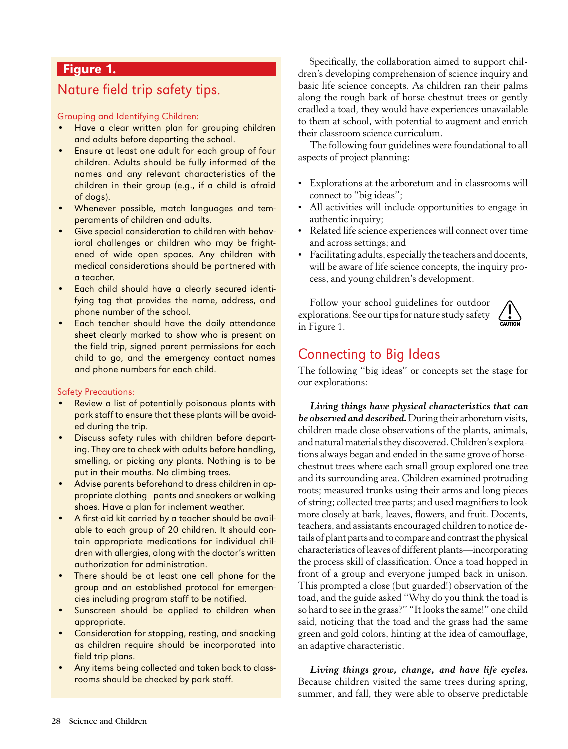**Figure 1.**

## Nature field trip safety tips.

### Grouping and Identifying Children:

- Have a clear written plan for grouping children and adults before departing the school.
- Ensure at least one adult for each group of four children. Adults should be fully informed of the names and any relevant characteristics of the children in their group (e.g., if a child is afraid of dogs).
- Whenever possible, match languages and temperaments of children and adults.
- Give special consideration to children with behavioral challenges or children who may be frightened of wide open spaces. Any children with medical considerations should be partnered with a teacher.
- Each child should have a clearly secured identifying tag that provides the name, address, and phone number of the school.
- Each teacher should have the daily attendance sheet clearly marked to show who is present on the field trip, signed parent permissions for each child to go, and the emergency contact names and phone numbers for each child.

### Safety Precautions:

- Review a list of potentially poisonous plants with park staff to ensure that these plants will be avoided during the trip.
- Discuss safety rules with children before departing. They are to check with adults before handling, smelling, or picking any plants. Nothing is to be put in their mouths. No climbing trees.
- Advise parents beforehand to dress children in appropriate clothing—pants and sneakers or walking shoes. Have a plan for inclement weather.
- A first-aid kit carried by a teacher should be available to each group of 20 children. It should contain appropriate medications for individual children with allergies, along with the doctor's written authorization for administration.
- There should be at least one cell phone for the group and an established protocol for emergencies including program staff to be notified.
- Sunscreen should be applied to children when appropriate.
- Consideration for stopping, resting, and snacking as children require should be incorporated into field trip plans.
- Any items being collected and taken back to classrooms should be checked by park staff.

Specifically, the collaboration aimed to support children's developing comprehension of science inquiry and basic life science concepts. As children ran their palms along the rough bark of horse chestnut trees or gently cradled a toad, they would have experiences unavailable to them at school, with potential to augment and enrich their classroom science curriculum.

The following four guidelines were foundational to all aspects of project planning:

- Explorations at the arboretum and in classrooms will connect to "big ideas";
- All activities will include opportunities to engage in authentic inquiry;
- Related life science experiences will connect over time and across settings; and
- Facilitating adults, especially the teachers and docents, will be aware of life science concepts, the inquiry process, and young children's development.

Follow your school guidelines for outdoor explorations. See our tips for nature study safety in Figure 1.

CAUTION

## Connecting to Big Ideas

The following "big ideas" or concepts set the stage for our explorations:

***Living things have physical characteristics that can be observed and described.*** During their arboretum visits, children made close observations of the plants, animals, and natural materials they discovered. Children's explorations always began and ended in the same grove of horsechestnut trees where each small group explored one tree and its surrounding area. Children examined protruding roots; measured trunks using their arms and long pieces of string; collected tree parts; and used magnifiers to look more closely at bark, leaves, flowers, and fruit. Docents, teachers, and assistants encouraged children to notice details of plant parts and to compare and contrast the physical characteristics of leaves of different plants—incorporating the process skill of classification. Once a toad hopped in front of a group and everyone jumped back in unison. This prompted a close (but guarded!) observation of the toad, and the guide asked "Why do you think the toad is so hard to see in the grass?" "It looks the same!" one child said, noticing that the toad and the grass had the same green and gold colors, hinting at the idea of camouflage, an adaptive characteristic.

***Living things grow, change, and have life cycles.*** Because children visited the same trees during spring, summer, and fall, they were able to observe predictable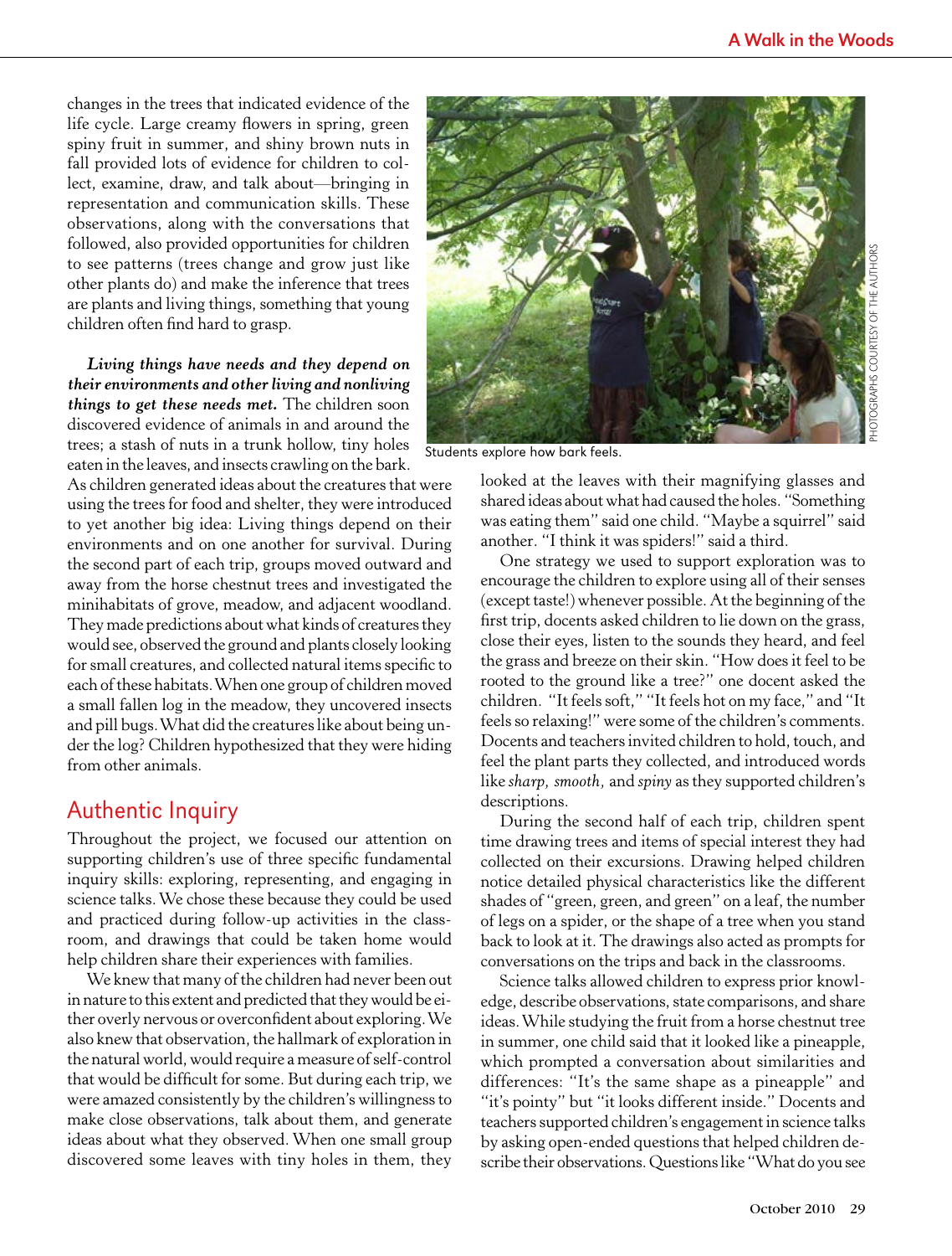changes in the trees that indicated evidence of the life cycle. Large creamy flowers in spring, green spiny fruit in summer, and shiny brown nuts in fall provided lots of evidence for children to collect, examine, draw, and talk about—bringing in representation and communication skills. These observations, along with the conversations that followed, also provided opportunities for children to see patterns (trees change and grow just like other plants do) and make the inference that trees are plants and living things, something that young children often find hard to grasp.

***Living things have needs and they depend on their environments and other living and nonliving things to get these needs met.*** The children soon discovered evidence of animals in and around the trees; a stash of nuts in a trunk hollow, tiny holes eaten in the leaves, and insects crawling on the bark. As children generated ideas about the creatures that were using the trees for food and shelter, they were introduced to yet another big idea: Living things depend on their environments and on one another for survival. During the second part of each trip, groups moved outward and away from the horse chestnut trees and investigated the minihabitats of grove, meadow, and adjacent woodland. They made predictions about what kinds of creatures they would see, observed the ground and plants closely looking for small creatures, and collected natural items specific to each of these habitats. When one group of children moved a small fallen log in the meadow, they uncovered insects and pill bugs. What did the creatures like about being under the log? Children hypothesized that they were hiding from other animals.

Students explore how bark feels.

PHOTOGRAPHS COURTESY OF THE AUTHORS

## Authentic Inquiry

Throughout the project, we focused our attention on supporting children's use of three specific fundamental inquiry skills: exploring, representing, and engaging in science talks. We chose these because they could be used and practiced during follow-up activities in the classroom, and drawings that could be taken home would help children share their experiences with families.

We knew that many of the children had never been out in nature to this extent and predicted that they would be either overly nervous or overconfident about exploring. We also knew that observation, the hallmark of exploration in the natural world, would require a measure of self-control that would be difficult for some. But during each trip, we were amazed consistently by the children's willingness to make close observations, talk about them, and generate ideas about what they observed. When one small group discovered some leaves with tiny holes in them, they looked at the leaves with their magnifying glasses and shared ideas about what had caused the holes. "Something was eating them" said one child. "Maybe a squirrel" said another. "I think it was spiders!" said a third.

One strategy we used to support exploration was to encourage the children to explore using all of their senses (except taste!) whenever possible. At the beginning of the first trip, docents asked children to lie down on the grass, close their eyes, listen to the sounds they heard, and feel the grass and breeze on their skin. "How does it feel to be rooted to the ground like a tree?" one docent asked the children. "It feels soft," "It feels hot on my face," and "It feels so relaxing!" were some of the children's comments. Docents and teachers invited children to hold, touch, and feel the plant parts they collected, and introduced words like *sharp, smooth,* and *spiny* as they supported children's descriptions.

During the second half of each trip, children spent time drawing trees and items of special interest they had collected on their excursions. Drawing helped children notice detailed physical characteristics like the different shades of "green, green, and green" on a leaf, the number of legs on a spider, or the shape of a tree when you stand back to look at it. The drawings also acted as prompts for conversations on the trips and back in the classrooms.

Science talks allowed children to express prior knowledge, describe observations, state comparisons, and share ideas. While studying the fruit from a horse chestnut tree in summer, one child said that it looked like a pineapple, which prompted a conversation about similarities and differences: "It's the same shape as a pineapple" and "it's pointy" but "it looks different inside." Docents and teachers supported children's engagement in science talks by asking open-ended questions that helped children describe their observations. Questions like "What do you see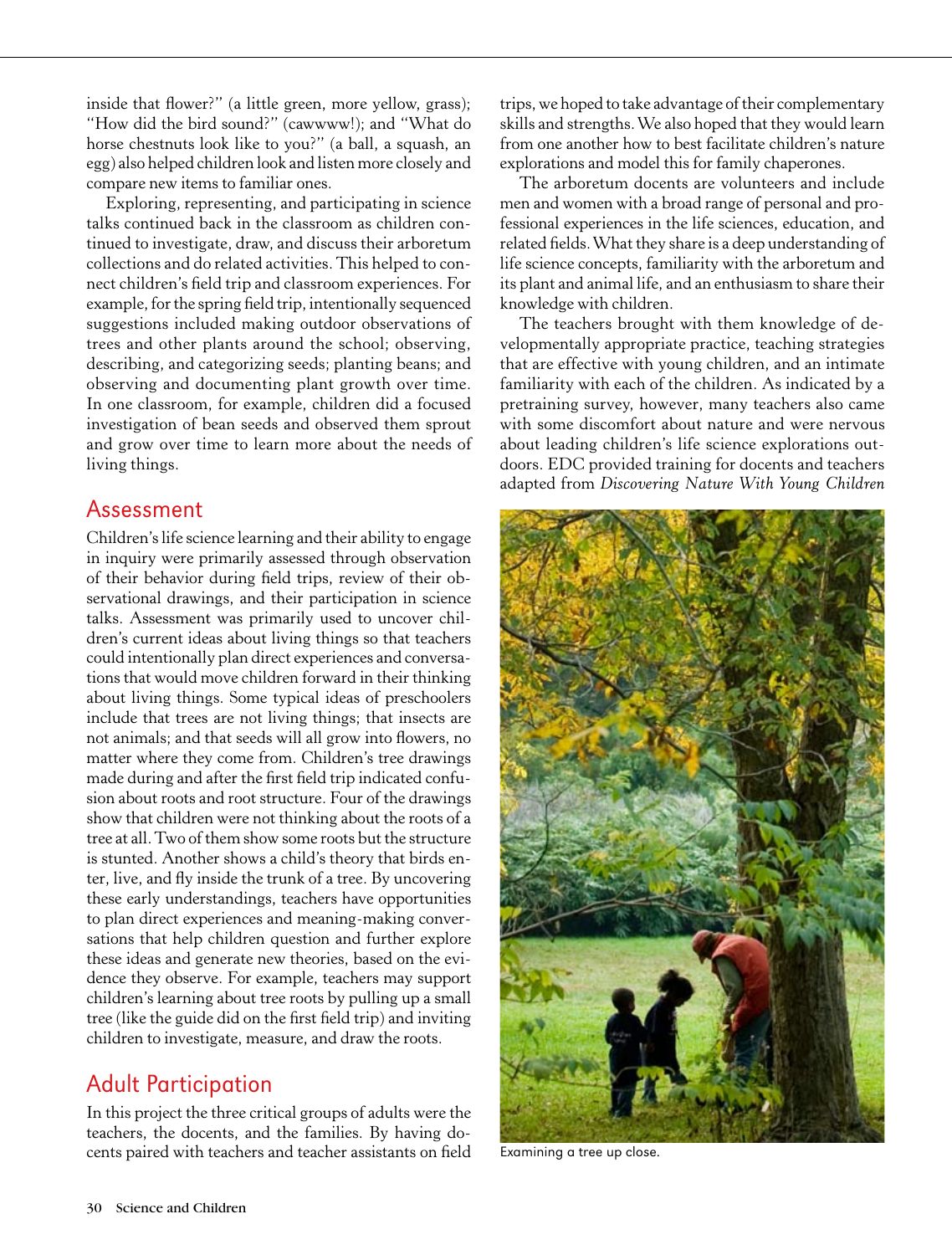inside that flower?" (a little green, more yellow, grass); "How did the bird sound?" (cawwww!); and "What do horse chestnuts look like to you?" (a ball, a squash, an egg) also helped children look and listen more closely and compare new items to familiar ones.

Exploring, representing, and participating in science talks continued back in the classroom as children continued to investigate, draw, and discuss their arboretum collections and do related activities. This helped to connect children's field trip and classroom experiences. For example, for the spring field trip, intentionally sequenced suggestions included making outdoor observations of trees and other plants around the school; observing, describing, and categorizing seeds; planting beans; and observing and documenting plant growth over time. In one classroom, for example, children did a focused investigation of bean seeds and observed them sprout and grow over time to learn more about the needs of living things.

## Assessment

Children's life science learning and their ability to engage in inquiry were primarily assessed through observation of their behavior during field trips, review of their observational drawings, and their participation in science talks. Assessment was primarily used to uncover children's current ideas about living things so that teachers could intentionally plan direct experiences and conversations that would move children forward in their thinking about living things. Some typical ideas of preschoolers include that trees are not living things; that insects are not animals; and that seeds will all grow into flowers, no matter where they come from. Children's tree drawings made during and after the first field trip indicated confusion about roots and root structure. Four of the drawings show that children were not thinking about the roots of a tree at all. Two of them show some roots but the structure is stunted. Another shows a child's theory that birds enter, live, and fly inside the trunk of a tree. By uncovering these early understandings, teachers have opportunities to plan direct experiences and meaning-making conversations that help children question and further explore these ideas and generate new theories, based on the evidence they observe. For example, teachers may support children's learning about tree roots by pulling up a small tree (like the guide did on the first field trip) and inviting children to investigate, measure, and draw the roots.

## Adult Participation

In this project the three critical groups of adults were the teachers, the docents, and the families. By having docents paired with teachers and teacher assistants on field trips, we hoped to take advantage of their complementary skills and strengths. We also hoped that they would learn from one another how to best facilitate children's nature explorations and model this for family chaperones.

The arboretum docents are volunteers and include men and women with a broad range of personal and professional experiences in the life sciences, education, and related fields. What they share is a deep understanding of life science concepts, familiarity with the arboretum and its plant and animal life, and an enthusiasm to share their knowledge with children.

The teachers brought with them knowledge of developmentally appropriate practice, teaching strategies that are effective with young children, and an intimate familiarity with each of the children. As indicated by a pretraining survey, however, many teachers also came with some discomfort about nature and were nervous about leading children's life science explorations outdoors. EDC provided training for docents and teachers adapted from *Discovering Nature With Young Children*

Examining a tree up close.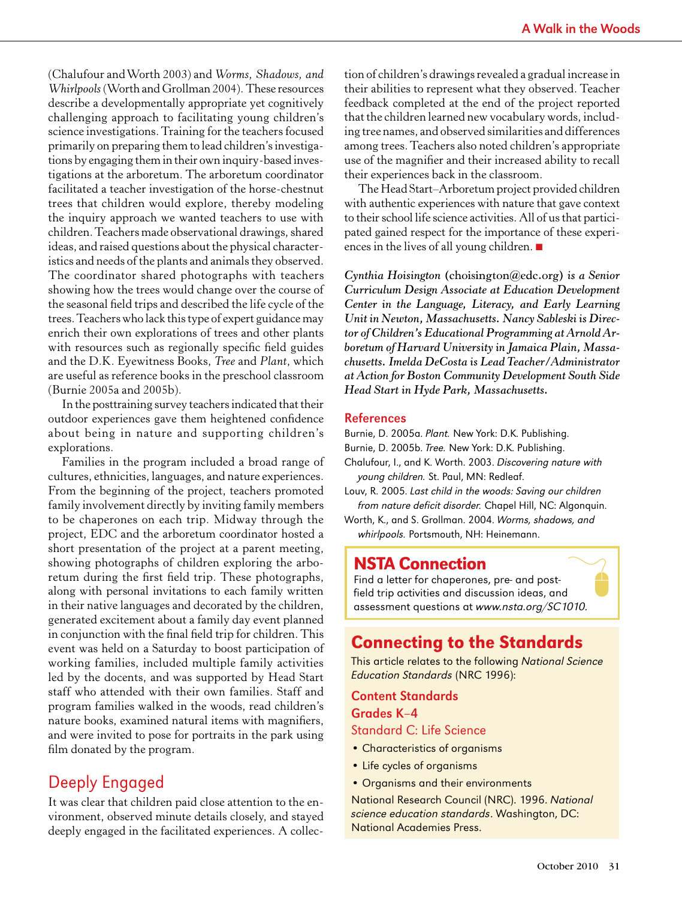(Chalufour and Worth 2003) and *Worms, Shadows, and Whirlpools* (Worth and Grollman 2004). These resources describe a developmentally appropriate yet cognitively challenging approach to facilitating young children's science investigations. Training for the teachers focused primarily on preparing them to lead children's investigations by engaging them in their own inquiry-based investigations at the arboretum. The arboretum coordinator facilitated a teacher investigation of the horse-chestnut trees that children would explore, thereby modeling the inquiry approach we wanted teachers to use with children. Teachers made observational drawings, shared ideas, and raised questions about the physical characteristics and needs of the plants and animals they observed. The coordinator shared photographs with teachers showing how the trees would change over the course of the seasonal field trips and described the life cycle of the trees. Teachers who lack this type of expert guidance may enrich their own explorations of trees and other plants with resources such as regionally specific field guides and the D.K. Eyewitness Books, *Tree* and *Plant*, which are useful as reference books in the preschool classroom (Burnie 2005a and 2005b).

In the posttraining survey teachers indicated that their outdoor experiences gave them heightened confidence about being in nature and supporting children's explorations.

Families in the program included a broad range of cultures, ethnicities, languages, and nature experiences. From the beginning of the project, teachers promoted family involvement directly by inviting family members to be chaperones on each trip. Midway through the project, EDC and the arboretum coordinator hosted a short presentation of the project at a parent meeting, showing photographs of children exploring the arboretum during the first field trip. These photographs, along with personal invitations to each family written in their native languages and decorated by the children, generated excitement about a family day event planned in conjunction with the final field trip for children. This event was held on a Saturday to boost participation of working families, included multiple family activities led by the docents, and was supported by Head Start staff who attended with their own families. Staff and program families walked in the woods, read children's nature books, examined natural items with magnifiers, and were invited to pose for portraits in the park using film donated by the program.

## Deeply Engaged

It was clear that children paid close attention to the environment, observed minute details closely, and stayed deeply engaged in the facilitated experiences. A collection of children's drawings revealed a gradual increase in their abilities to represent what they observed. Teacher feedback completed at the end of the project reported that the children learned new vocabulary words, including tree names, and observed similarities and differences among trees. Teachers also noted children's appropriate use of the magnifier and their increased ability to recall their experiences back in the classroom.

The Head Start–Arboretum project provided children with authentic experiences with nature that gave context to their school life science activities. All of us that participated gained respect for the importance of these experiences in the lives of all young children. ■

*Cynthia Hoisington* (choisington@edc.org) *is a Senior Curriculum Design Associate at Education Development Center in the Language, Literacy, and Early Learning Unit in Newton, Massachusetts. Nancy Sableski is Director of Children's Educational Programming at Arnold Arboretum of Harvard University in Jamaica Plain, Massachusetts. Imelda DeCosta is Lead Teacher/Administrator at Action for Boston Community Development South Side Head Start in Hyde Park, Massachusetts.*

## References

Burnie, D. 2005a. *Plant.* New York: D.K. Publishing.

Burnie, D. 2005b. *Tree.* New York: D.K. Publishing.

Chalufour, I., and K. Worth. 2003. *Discovering nature with young children.* St. Paul, MN: Redleaf.

Louv, R. 2005. *Last child in the woods: Saving our children from nature deficit disorder.* Chapel Hill, NC: Algonquin.

Worth, K., and S. Grollman. 2004. *Worms, shadows, and whirlpools.* Portsmouth, NH: Heinemann.

## NSTA Connection

Find a letter for chaperones, pre- and post-field trip activities and discussion ideas, and assessment questions at *www.nsta.org/SC1010.*

## Connecting to the Standards

This article relates to the following *National Science Education Standards* (NRC 1996):

### Content Standards

### Grades K–4

#### Standard C: Life Science

- Characteristics of organisms
- Life cycles of organisms
- Organisms and their environments

National Research Council (NRC). 1996. *National science education standards*. Washington, DC: National Academies Press.